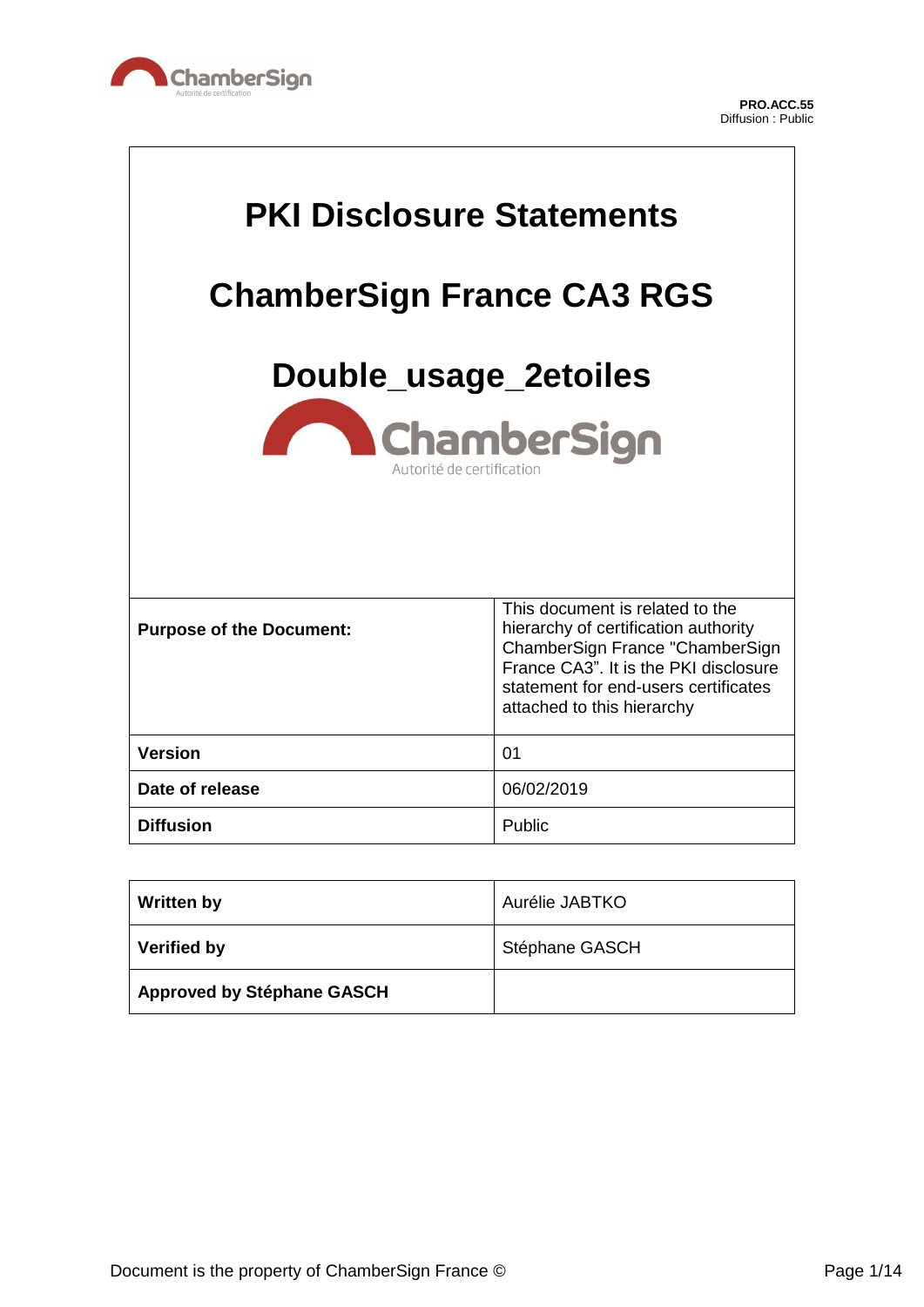PRO.ACC.55
Diffusion : Public

# PKI Disclosure Statements

# ChamberSign France CA3 RGS

# Double_usage_2etoiles

| | |
|---|---|
| **Purpose of the Document:** | This document is related to the hierarchy of certification authority ChamberSign France "ChamberSign France CA3". It is the PKI disclosure statement for end-users certificates attached to this hierarchy |
| **Version** | 01 |
| **Date of release** | 06/02/2019 |
| **Diffusion** | Public |

| | |
|---|---|
| **Written by** | Aurélie JABTKO |
| **Verified by** | Stéphane GASCH |
| **Approved by Stéphane GASCH** | |

Document is the property of ChamberSign France ©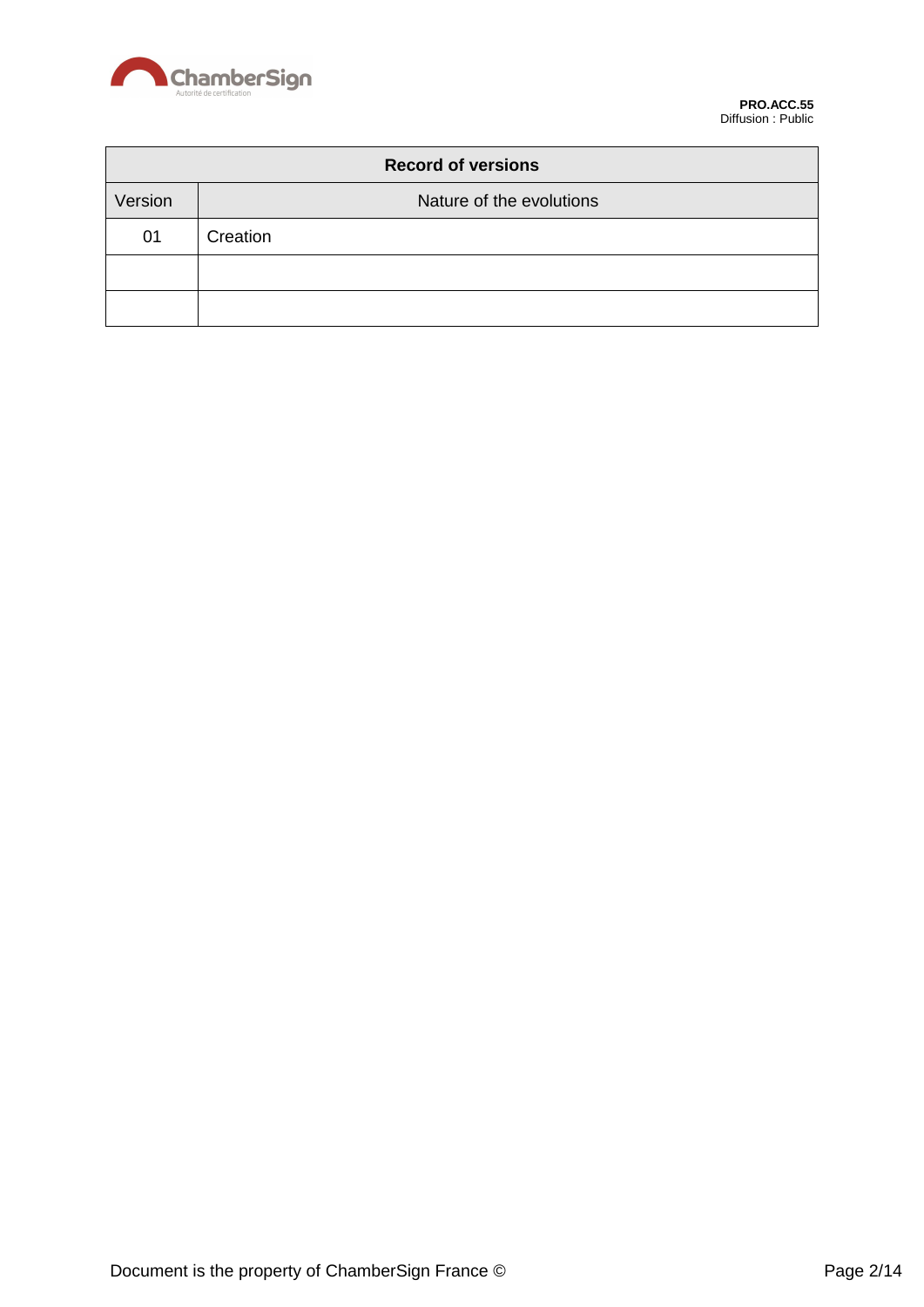| Record of versions | |
|---|---|
| Version | Nature of the evolutions |
| 01 | Creation |
| | |
| | |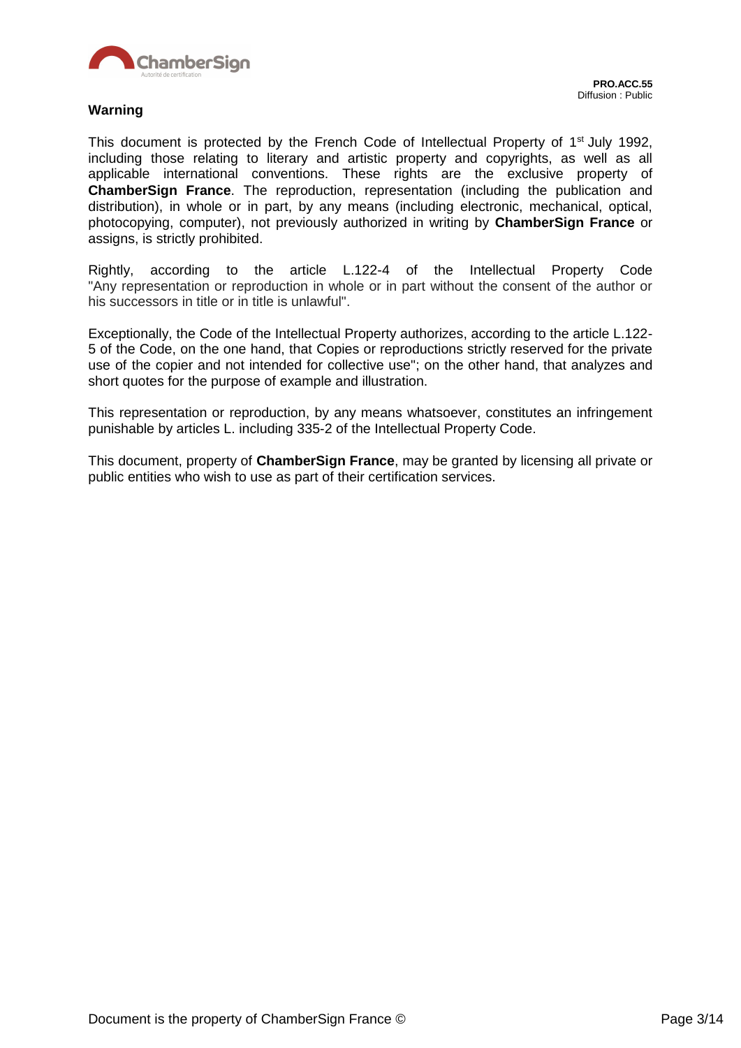# Warning

This document is protected by the French Code of Intellectual Property of 1st July 1992, including those relating to literary and artistic property and copyrights, as well as all applicable international conventions. These rights are the exclusive property of **ChamberSign France**. The reproduction, representation (including the publication and distribution), in whole or in part, by any means (including electronic, mechanical, optical, photocopying, computer), not previously authorized in writing by **ChamberSign France** or assigns, is strictly prohibited.

Rightly, according to the article L.122-4 of the Intellectual Property Code "Any representation or reproduction in whole or in part without the consent of the author or his successors in title or in title is unlawful".

Exceptionally, the Code of the Intellectual Property authorizes, according to the article L.122-5 of the Code, on the one hand, that Copies or reproductions strictly reserved for the private use of the copier and not intended for collective use"; on the other hand, that analyzes and short quotes for the purpose of example and illustration.

This representation or reproduction, by any means whatsoever, constitutes an infringement punishable by articles L. including 335-2 of the Intellectual Property Code.

This document, property of **ChamberSign France**, may be granted by licensing all private or public entities who wish to use as part of their certification services.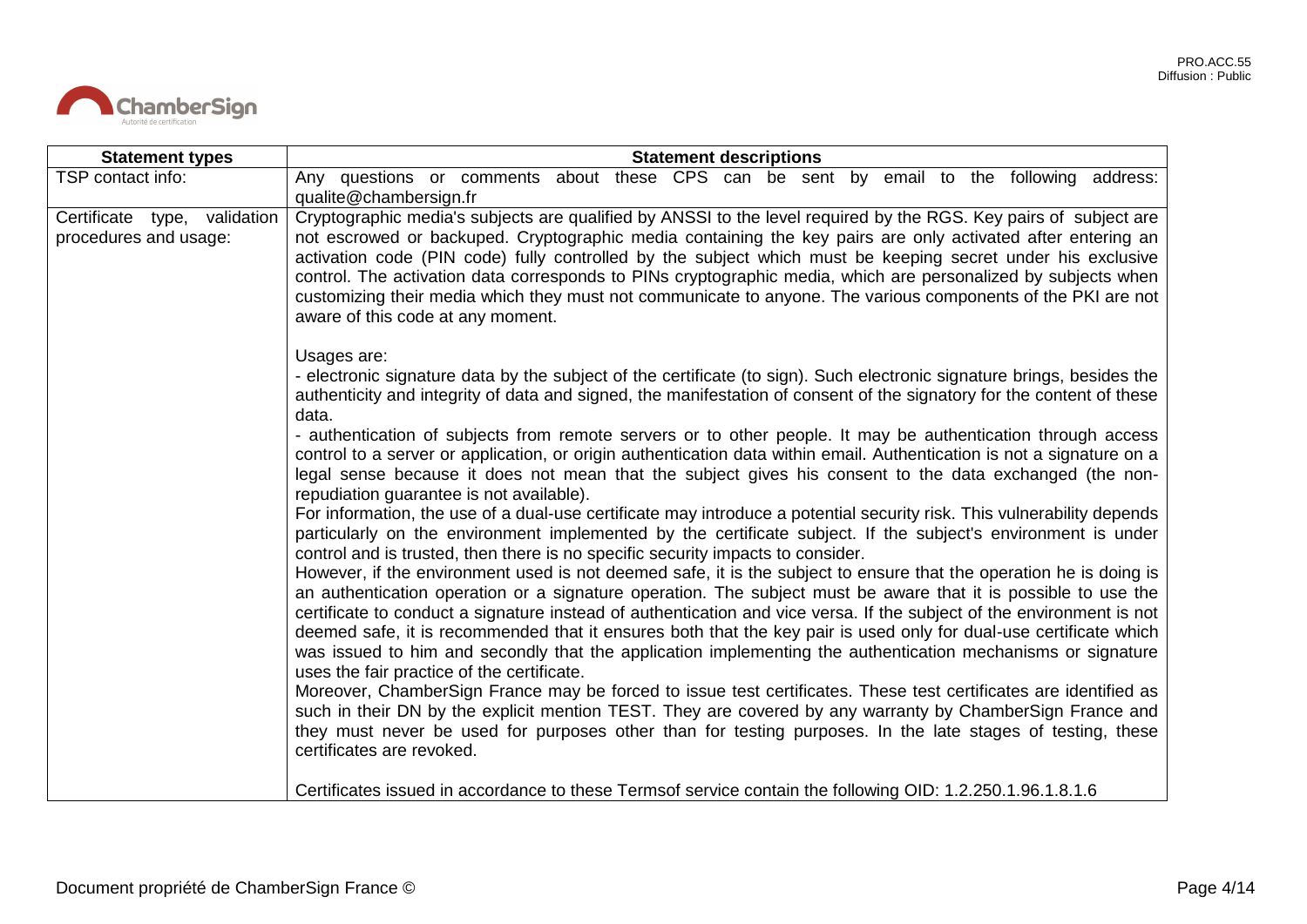| Statement types | Statement descriptions |
| --- | --- |
| TSP contact info: | Any questions or comments about these CPS can be sent by email to the following address: qualite@chambersign.fr |
| Certificate type, validation procedures and usage: | Cryptographic media's subjects are qualified by ANSSI to the level required by the RGS. Key pairs of subject are not escrowed or backuped. Cryptographic media containing the key pairs are only activated after entering an activation code (PIN code) fully controlled by the subject which must be keeping secret under his exclusive control. The activation data corresponds to PINs cryptographic media, which are personalized by subjects when customizing their media which they must not communicate to anyone. The various components of the PKI are not aware of this code at any moment.<br><br>Usages are:<br>- electronic signature data by the subject of the certificate (to sign). Such electronic signature brings, besides the authenticity and integrity of data and signed, the manifestation of consent of the signatory for the content of these data.<br>- authentication of subjects from remote servers or to other people. It may be authentication through access control to a server or application, or origin authentication data within email. Authentication is not a signature on a legal sense because it does not mean that the subject gives his consent to the data exchanged (the non-repudiation guarantee is not available).<br>For information, the use of a dual-use certificate may introduce a potential security risk. This vulnerability depends particularly on the environment implemented by the certificate subject. If the subject's environment is under control and is trusted, then there is no specific security impacts to consider.<br>However, if the environment used is not deemed safe, it is the subject to ensure that the operation he is doing is an authentication operation or a signature operation. The subject must be aware that it is possible to use the certificate to conduct a signature instead of authentication and vice versa. If the subject of the environment is not deemed safe, it is recommended that it ensures both that the key pair is used only for dual-use certificate which was issued to him and secondly that the application implementing the authentication mechanisms or signature uses the fair practice of the certificate.<br>Moreover, ChamberSign France may be forced to issue test certificates. These test certificates are identified as such in their DN by the explicit mention TEST. They are covered by any warranty by ChamberSign France and they must never be used for purposes other than for testing purposes. In the late stages of testing, these certificates are revoked.<br><br>Certificates issued in accordance to these Termsof service contain the following OID: 1.2.250.1.96.1.8.1.6 |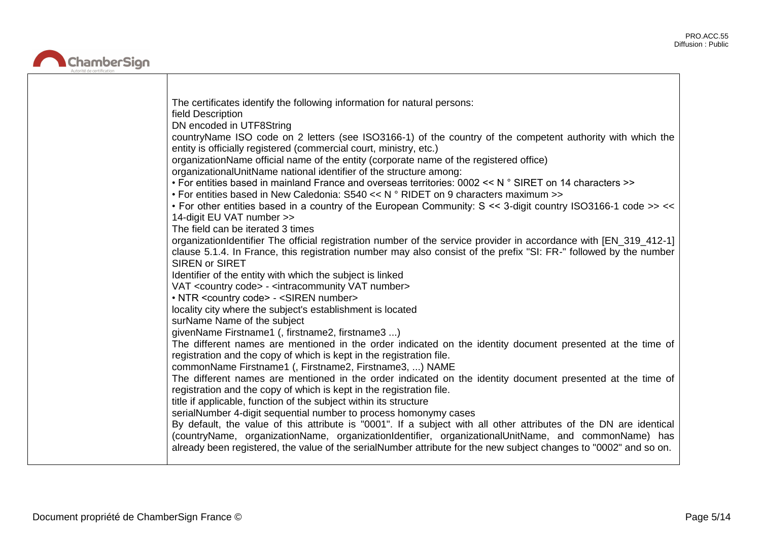|  | The certificates identify the following information for natural persons:<br>field Description<br>DN encoded in UTF8String<br>countryName ISO code on 2 letters (see ISO3166-1) of the country of the competent authority with which the entity is officially registered (commercial court, ministry, etc.)<br>organizationName official name of the entity (corporate name of the registered office)<br>organizationalUnitName national identifier of the structure among:<br>• For entities based in mainland France and overseas territories: 0002 << N ° SIRET on 14 characters >><br>• For entities based in New Caledonia: S540 << N ° RIDET on 9 characters maximum >><br>• For other entities based in a country of the European Community: S << 3-digit country ISO3166-1 code >> << 14-digit EU VAT number >><br>The field can be iterated 3 times<br>organizationIdentifier The official registration number of the service provider in accordance with [EN_319_412-1] clause 5.1.4. In France, this registration number may also consist of the prefix "SI: FR-" followed by the number SIREN or SIRET<br>Identifier of the entity with which the subject is linked<br>VAT <country code> - <intracommunity VAT number><br>• NTR <country code> - <SIREN number><br>locality city where the subject's establishment is located<br>surName Name of the subject<br>givenName Firstname1 (, firstname2, firstname3 ...)<br>The different names are mentioned in the order indicated on the identity document presented at the time of registration and the copy of which is kept in the registration file.<br>commonName Firstname1 (, Firstname2, Firstname3, ...) NAME<br>The different names are mentioned in the order indicated on the identity document presented at the time of registration and the copy of which is kept in the registration file.<br>title if applicable, function of the subject within its structure<br>serialNumber 4-digit sequential number to process homonymy cases<br>By default, the value of this attribute is "0001". If a subject with all other attributes of the DN are identical (countryName, organizationName, organizationIdentifier, organizationalUnitName, and commonName) has already been registered, the value of the serialNumber attribute for the new subject changes to "0002" and so on. |
|---|---|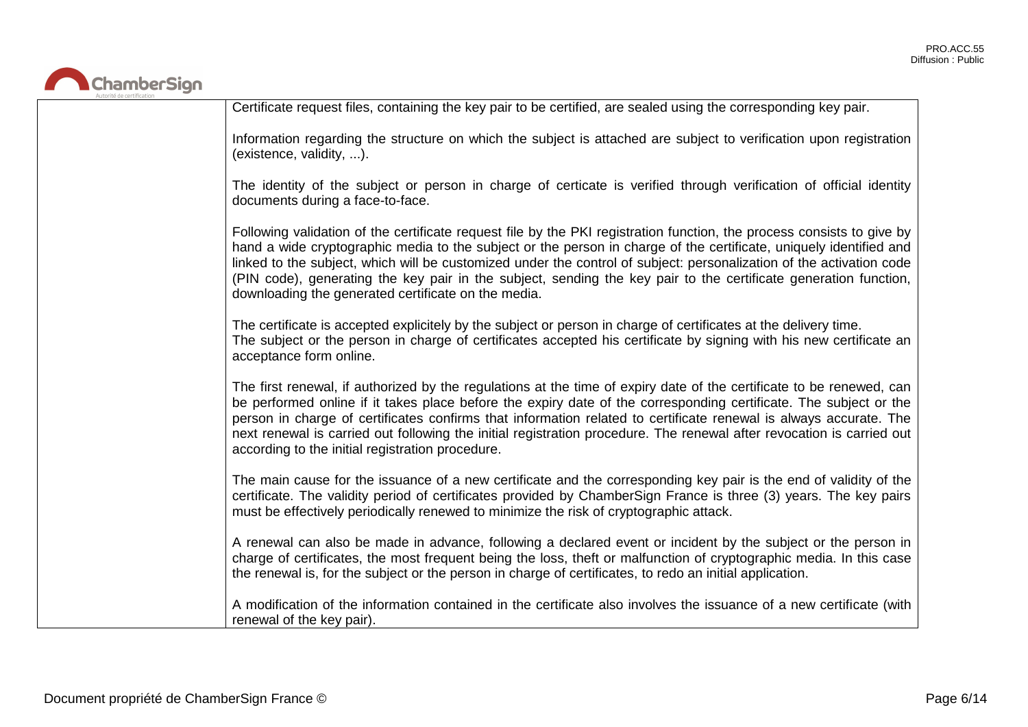| | |
|---|---|
| | Certificate request files, containing the key pair to be certified, are sealed using the corresponding key pair.<br><br>Information regarding the structure on which the subject is attached are subject to verification upon registration (existence, validity, ...).<br><br>The identity of the subject or person in charge of certicate is verified through verification of official identity documents during a face-to-face.<br><br>Following validation of the certificate request file by the PKI registration function, the process consists to give by hand a wide cryptographic media to the subject or the person in charge of the certificate, uniquely identified and linked to the subject, which will be customized under the control of subject: personalization of the activation code (PIN code), generating the key pair in the subject, sending the key pair to the certificate generation function, downloading the generated certificate on the media.<br><br>The certificate is accepted explicitely by the subject or person in charge of certificates at the delivery time.<br>The subject or the person in charge of certificates accepted his certificate by signing with his new certificate an acceptance form online.<br><br>The first renewal, if authorized by the regulations at the time of expiry date of the certificate to be renewed, can be performed online if it takes place before the expiry date of the corresponding certificate. The subject or the person in charge of certificates confirms that information related to certificate renewal is always accurate. The next renewal is carried out following the initial registration procedure. The renewal after revocation is carried out according to the initial registration procedure.<br><br>The main cause for the issuance of a new certificate and the corresponding key pair is the end of validity of the certificate. The validity period of certificates provided by ChamberSign France is three (3) years. The key pairs must be effectively periodically renewed to minimize the risk of cryptographic attack.<br><br>A renewal can also be made in advance, following a declared event or incident by the subject or the person in charge of certificates, the most frequent being the loss, theft or malfunction of cryptographic media. In this case the renewal is, for the subject or the person in charge of certificates, to redo an initial application.<br><br>A modification of the information contained in the certificate also involves the issuance of a new certificate (with renewal of the key pair). |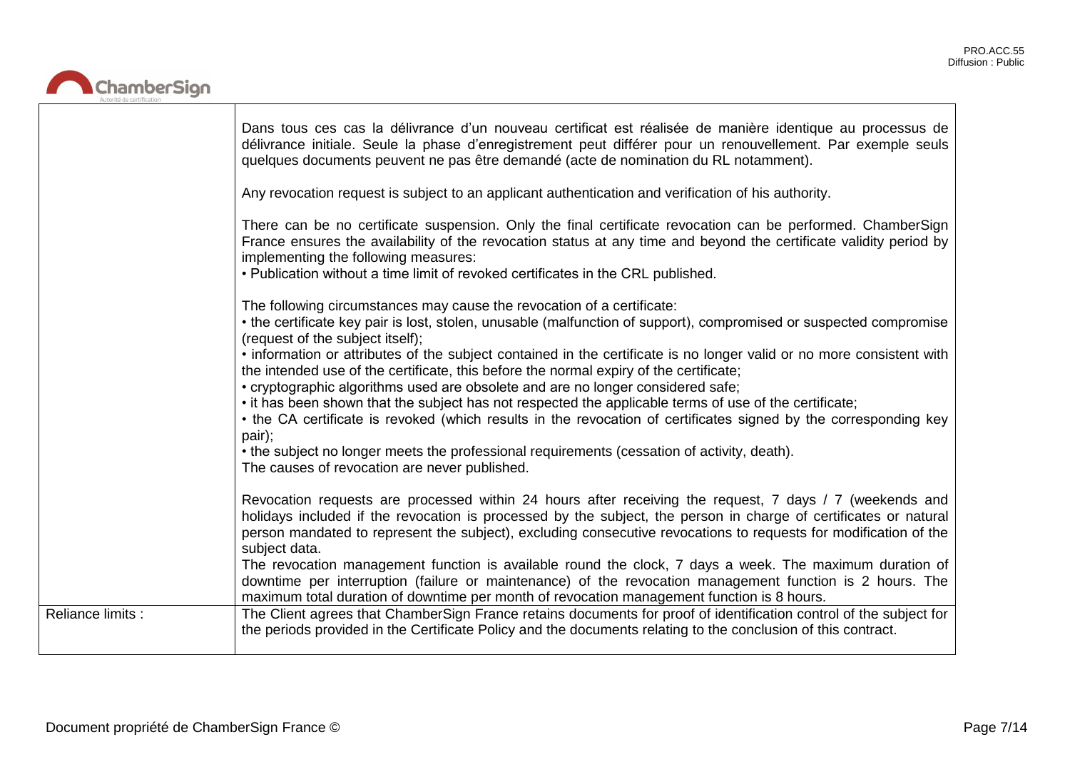| | |
|---|---|
| | Dans tous ces cas la délivrance d'un nouveau certificat est réalisée de manière identique au processus de délivrance initiale. Seule la phase d'enregistrement peut différer pour un renouvellement. Par exemple seuls quelques documents peuvent ne pas être demandé (acte de nomination du RL notamment).<br><br>Any revocation request is subject to an applicant authentication and verification of his authority.<br><br>There can be no certificate suspension. Only the final certificate revocation can be performed. ChamberSign France ensures the availability of the revocation status at any time and beyond the certificate validity period by implementing the following measures:<br>• Publication without a time limit of revoked certificates in the CRL published.<br><br>The following circumstances may cause the revocation of a certificate:<br>• the certificate key pair is lost, stolen, unusable (malfunction of support), compromised or suspected compromise (request of the subject itself);<br>• information or attributes of the subject contained in the certificate is no longer valid or no more consistent with the intended use of the certificate, this before the normal expiry of the certificate;<br>• cryptographic algorithms used are obsolete and are no longer considered safe;<br>• it has been shown that the subject has not respected the applicable terms of use of the certificate;<br>• the CA certificate is revoked (which results in the revocation of certificates signed by the corresponding key pair);<br>• the subject no longer meets the professional requirements (cessation of activity, death).<br>The causes of revocation are never published.<br><br>Revocation requests are processed within 24 hours after receiving the request, 7 days / 7 (weekends and holidays included if the revocation is processed by the subject, the person in charge of certificates or natural person mandated to represent the subject), excluding consecutive revocations to requests for modification of the subject data.<br>The revocation management function is available round the clock, 7 days a week. The maximum duration of downtime per interruption (failure or maintenance) of the revocation management function is 2 hours. The maximum total duration of downtime per month of revocation management function is 8 hours. |
| Reliance limits : | The Client agrees that ChamberSign France retains documents for proof of identification control of the subject for the periods provided in the Certificate Policy and the documents relating to the conclusion of this contract. |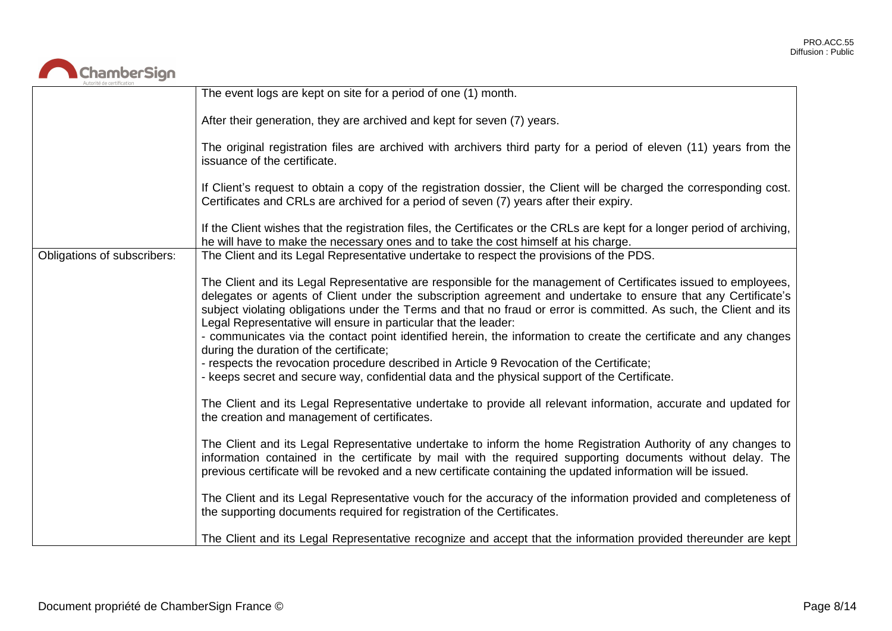| | |
|---|---|
| | The event logs are kept on site for a period of one (1) month.<br><br>After their generation, they are archived and kept for seven (7) years.<br><br>The original registration files are archived with archivers third party for a period of eleven (11) years from the issuance of the certificate.<br><br>If Client's request to obtain a copy of the registration dossier, the Client will be charged the corresponding cost. Certificates and CRLs are archived for a period of seven (7) years after their expiry.<br><br>If the Client wishes that the registration files, the Certificates or the CRLs are kept for a longer period of archiving, he will have to make the necessary ones and to take the cost himself at his charge. |
| Obligations of subscribers: | The Client and its Legal Representative undertake to respect the provisions of the PDS.<br><br>The Client and its Legal Representative are responsible for the management of Certificates issued to employees, delegates or agents of Client under the subscription agreement and undertake to ensure that any Certificate's subject violating obligations under the Terms and that no fraud or error is committed. As such, the Client and its Legal Representative will ensure in particular that the leader:<br>- communicates via the contact point identified herein, the information to create the certificate and any changes during the duration of the certificate;<br>- respects the revocation procedure described in Article 9 Revocation of the Certificate;<br>- keeps secret and secure way, confidential data and the physical support of the Certificate.<br><br>The Client and its Legal Representative undertake to provide all relevant information, accurate and updated for the creation and management of certificates.<br><br>The Client and its Legal Representative undertake to inform the home Registration Authority of any changes to information contained in the certificate by mail with the required supporting documents without delay. The previous certificate will be revoked and a new certificate containing the updated information will be issued.<br><br>The Client and its Legal Representative vouch for the accuracy of the information provided and completeness of the supporting documents required for registration of the Certificates.<br><br>The Client and its Legal Representative recognize and accept that the information provided thereunder are kept |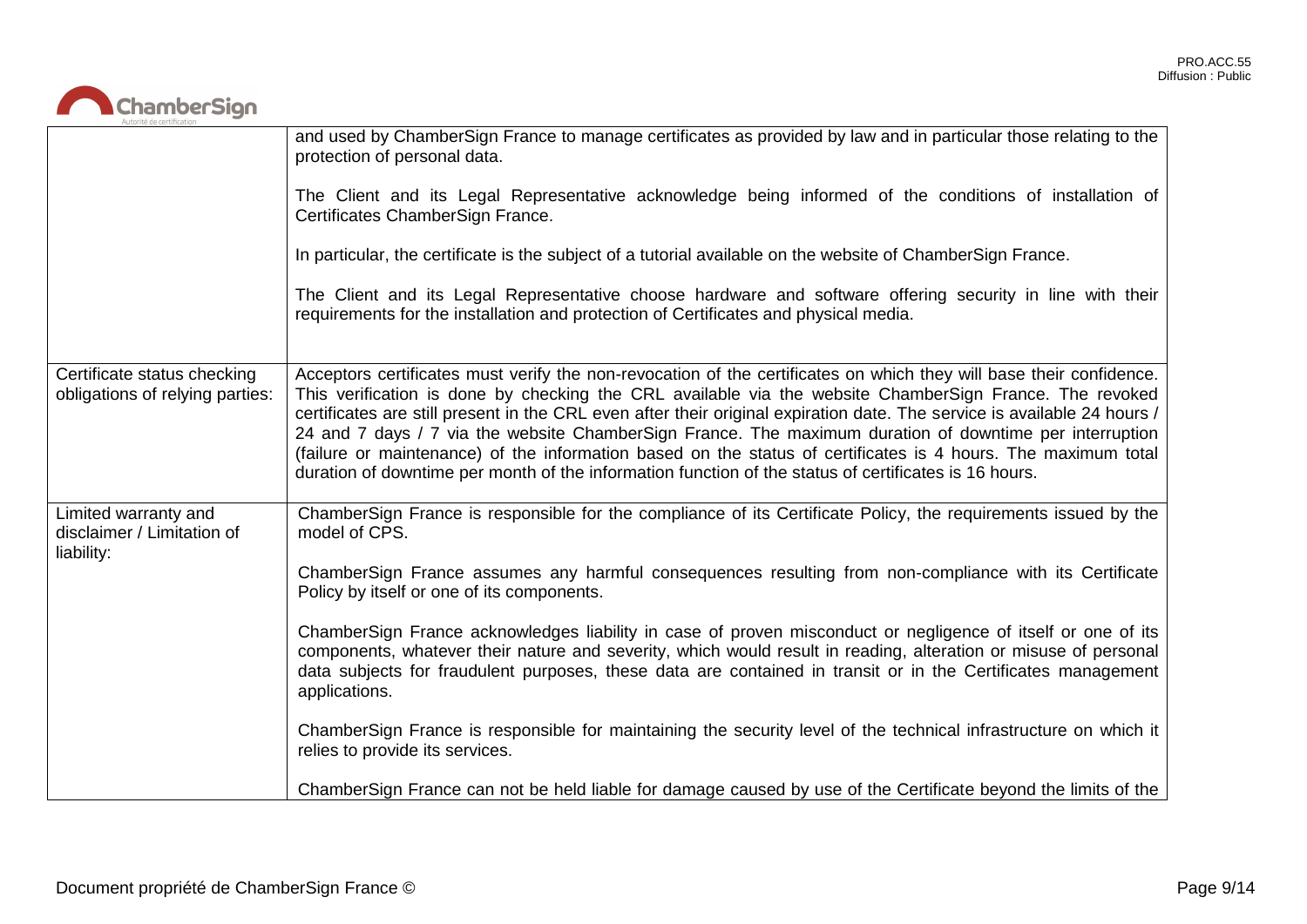| | |
|---|---|
| | and used by ChamberSign France to manage certificates as provided by law and in particular those relating to the protection of personal data.<br><br>The Client and its Legal Representative acknowledge being informed of the conditions of installation of Certificates ChamberSign France.<br><br>In particular, the certificate is the subject of a tutorial available on the website of ChamberSign France.<br><br>The Client and its Legal Representative choose hardware and software offering security in line with their requirements for the installation and protection of Certificates and physical media. |
| Certificate status checking obligations of relying parties: | Acceptors certificates must verify the non-revocation of the certificates on which they will base their confidence. This verification is done by checking the CRL available via the website ChamberSign France. The revoked certificates are still present in the CRL even after their original expiration date. The service is available 24 hours / 24 and 7 days / 7 via the website ChamberSign France. The maximum duration of downtime per interruption (failure or maintenance) of the information based on the status of certificates is 4 hours. The maximum total duration of downtime per month of the information function of the status of certificates is 16 hours. |
| Limited warranty and disclaimer / Limitation of liability: | ChamberSign France is responsible for the compliance of its Certificate Policy, the requirements issued by the model of CPS.<br><br>ChamberSign France assumes any harmful consequences resulting from non-compliance with its Certificate Policy by itself or one of its components.<br><br>ChamberSign France acknowledges liability in case of proven misconduct or negligence of itself or one of its components, whatever their nature and severity, which would result in reading, alteration or misuse of personal data subjects for fraudulent purposes, these data are contained in transit or in the Certificates management applications.<br><br>ChamberSign France is responsible for maintaining the security level of the technical infrastructure on which it relies to provide its services.<br><br>ChamberSign France can not be held liable for damage caused by use of the Certificate beyond the limits of the |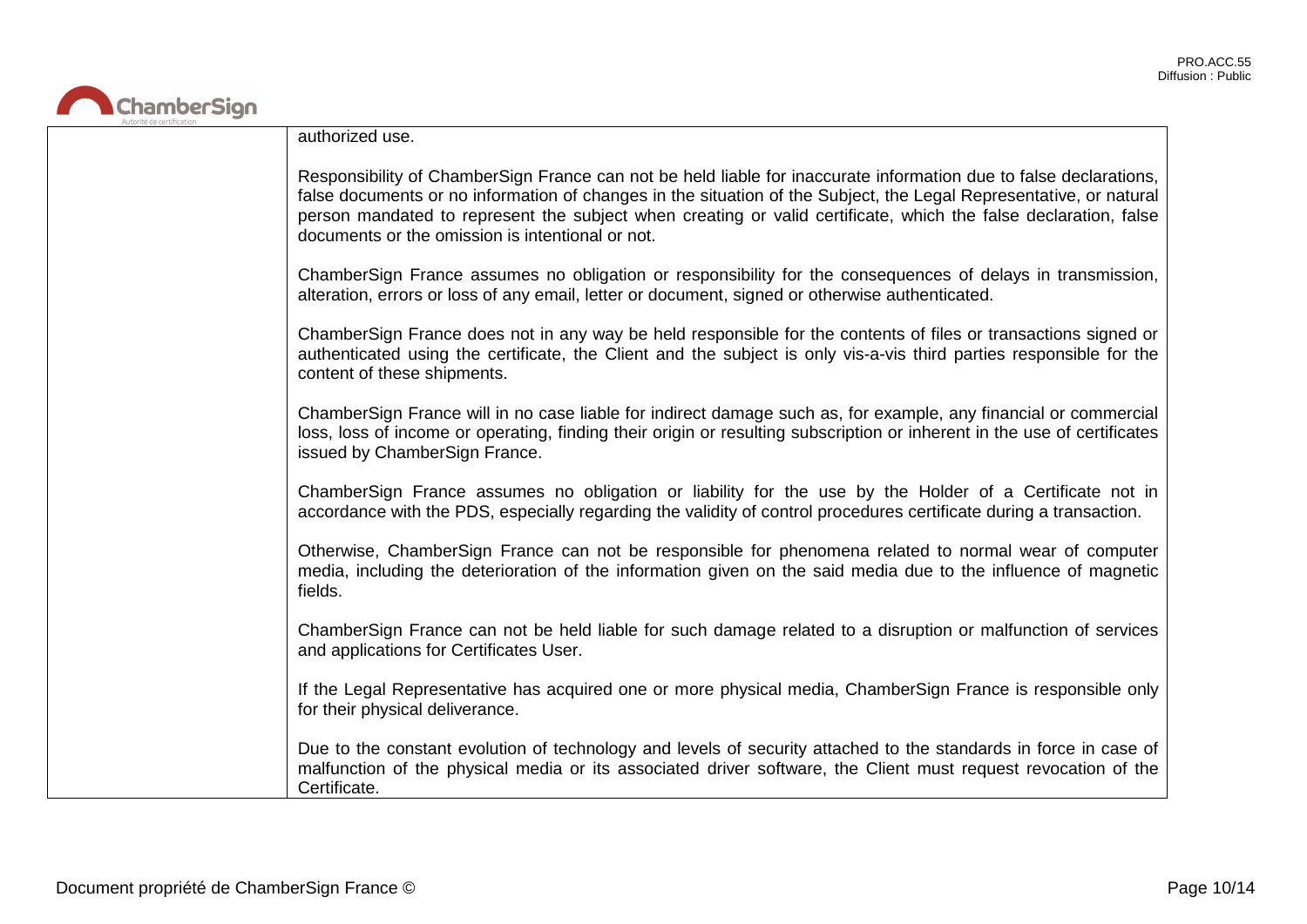| | |
|---|---|
| | authorized use.<br><br>Responsibility of ChamberSign France can not be held liable for inaccurate information due to false declarations, false documents or no information of changes in the situation of the Subject, the Legal Representative, or natural person mandated to represent the subject when creating or valid certificate, which the false declaration, false documents or the omission is intentional or not.<br><br>ChamberSign France assumes no obligation or responsibility for the consequences of delays in transmission, alteration, errors or loss of any email, letter or document, signed or otherwise authenticated.<br><br>ChamberSign France does not in any way be held responsible for the contents of files or transactions signed or authenticated using the certificate, the Client and the subject is only vis-a-vis third parties responsible for the content of these shipments.<br><br>ChamberSign France will in no case liable for indirect damage such as, for example, any financial or commercial loss, loss of income or operating, finding their origin or resulting subscription or inherent in the use of certificates issued by ChamberSign France.<br><br>ChamberSign France assumes no obligation or liability for the use by the Holder of a Certificate not in accordance with the PDS, especially regarding the validity of control procedures certificate during a transaction.<br><br>Otherwise, ChamberSign France can not be responsible for phenomena related to normal wear of computer media, including the deterioration of the information given on the said media due to the influence of magnetic fields.<br><br>ChamberSign France can not be held liable for such damage related to a disruption or malfunction of services and applications for Certificates User.<br><br>If the Legal Representative has acquired one or more physical media, ChamberSign France is responsible only for their physical deliverance.<br><br>Due to the constant evolution of technology and levels of security attached to the standards in force in case of malfunction of the physical media or its associated driver software, the Client must request revocation of the Certificate. |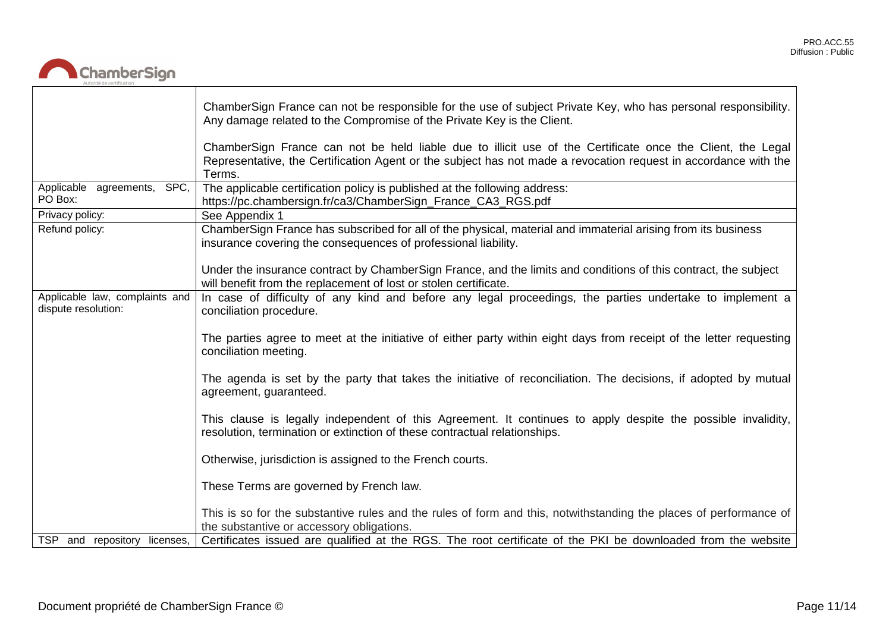| | |
|---|---|
| | ChamberSign France can not be responsible for the use of subject Private Key, who has personal responsibility. Any damage related to the Compromise of the Private Key is the Client.<br><br>ChamberSign France can not be held liable due to illicit use of the Certificate once the Client, the Legal Representative, the Certification Agent or the subject has not made a revocation request in accordance with the Terms. |
| Applicable agreements, SPC, PO Box: | The applicable certification policy is published at the following address: https://pc.chambersign.fr/ca3/ChamberSign_France_CA3_RGS.pdf |
| Privacy policy: | See Appendix 1 |
| Refund policy: | ChamberSign France has subscribed for all of the physical, material and immaterial arising from its business insurance covering the consequences of professional liability.<br><br>Under the insurance contract by ChamberSign France, and the limits and conditions of this contract, the subject will benefit from the replacement of lost or stolen certificate. |
| Applicable law, complaints and dispute resolution: | In case of difficulty of any kind and before any legal proceedings, the parties undertake to implement a conciliation procedure.<br><br>The parties agree to meet at the initiative of either party within eight days from receipt of the letter requesting conciliation meeting.<br><br>The agenda is set by the party that takes the initiative of reconciliation. The decisions, if adopted by mutual agreement, guaranteed.<br><br>This clause is legally independent of this Agreement. It continues to apply despite the possible invalidity, resolution, termination or extinction of these contractual relationships.<br><br>Otherwise, jurisdiction is assigned to the French courts.<br><br>These Terms are governed by French law.<br><br>This is so for the substantive rules and the rules of form and this, notwithstanding the places of performance of the substantive or accessory obligations. |
| TSP and repository licenses, | Certificates issued are qualified at the RGS. The root certificate of the PKI be downloaded from the website |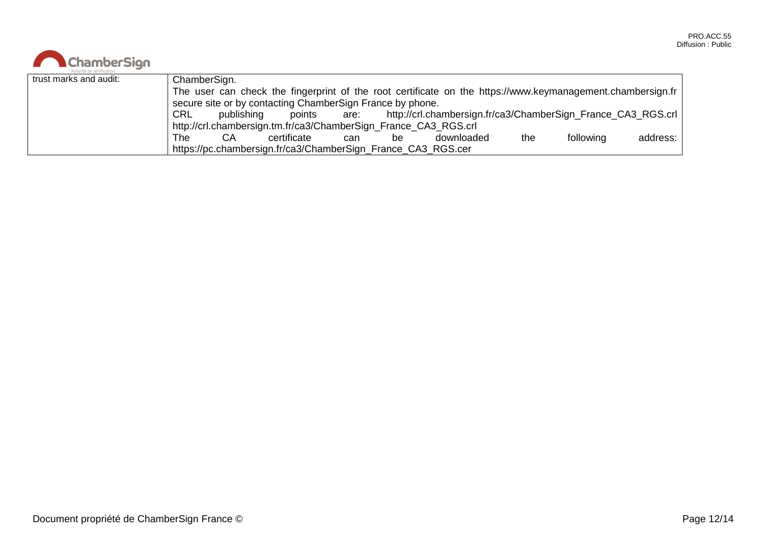| | |
|---|---|
| trust marks and audit: | ChamberSign. The user can check the fingerprint of the root certificate on the https://www.keymanagement.chambersign.fr secure site or by contacting ChamberSign France by phone. CRL publishing points are: http://crl.chambersign.fr/ca3/ChamberSign_France_CA3_RGS.crl http://crl.chambersign.tm.fr/ca3/ChamberSign_France_CA3_RGS.crl The CA certificate can be downloaded the following address: https://pc.chambersign.fr/ca3/ChamberSign_France_CA3_RGS.cer |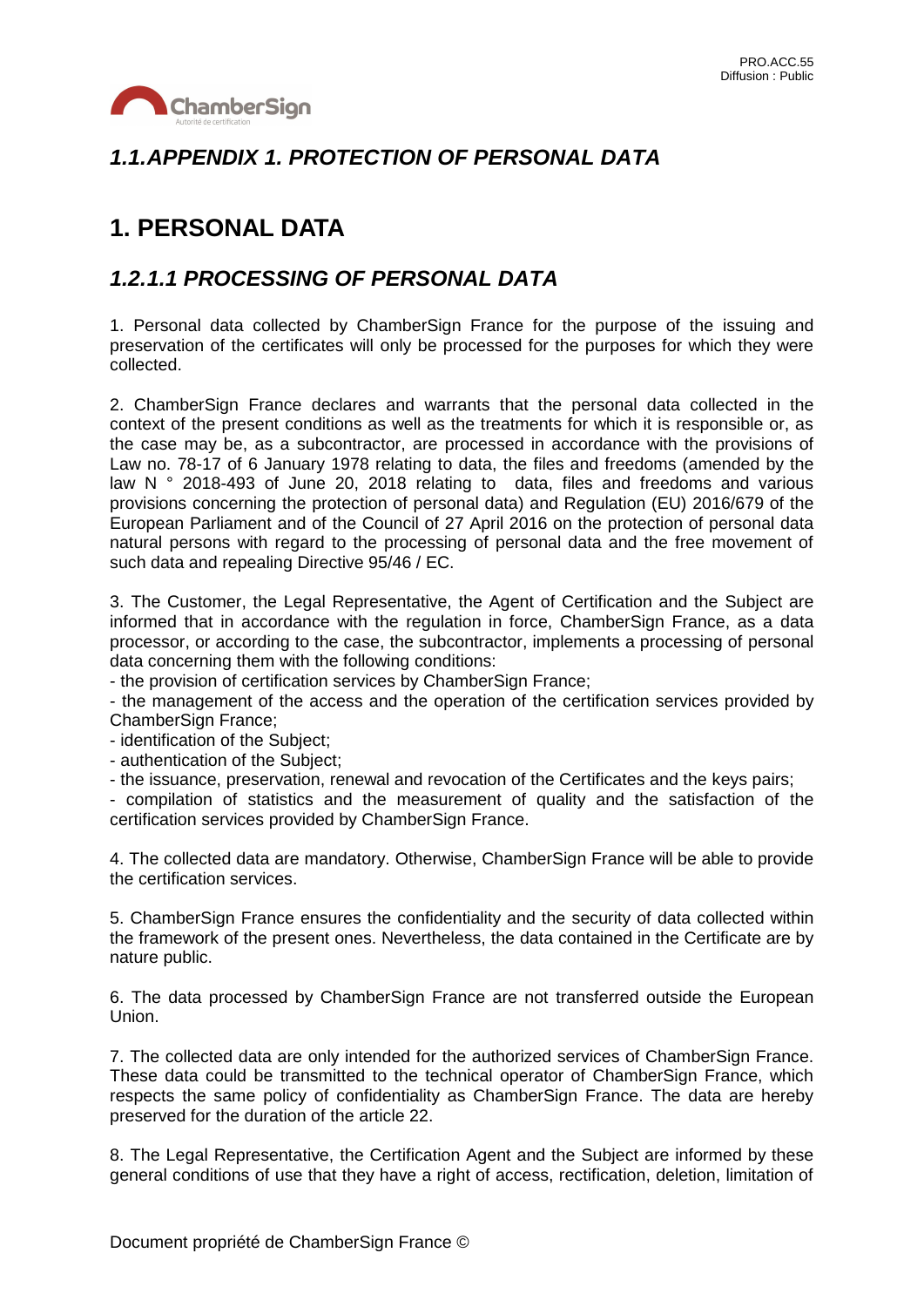## *1.1.APPENDIX 1. PROTECTION OF PERSONAL DATA*

# 1. PERSONAL DATA

## *1.2.1.1 PROCESSING OF PERSONAL DATA*

1. Personal data collected by ChamberSign France for the purpose of the issuing and preservation of the certificates will only be processed for the purposes for which they were collected.

2. ChamberSign France declares and warrants that the personal data collected in the context of the present conditions as well as the treatments for which it is responsible or, as the case may be, as a subcontractor, are processed in accordance with the provisions of Law no. 78-17 of 6 January 1978 relating to data, the files and freedoms (amended by the law N ° 2018-493 of June 20, 2018 relating to data, files and freedoms and various provisions concerning the protection of personal data) and Regulation (EU) 2016/679 of the European Parliament and of the Council of 27 April 2016 on the protection of personal data natural persons with regard to the processing of personal data and the free movement of such data and repealing Directive 95/46 / EC.

3. The Customer, the Legal Representative, the Agent of Certification and the Subject are informed that in accordance with the regulation in force, ChamberSign France, as a data processor, or according to the case, the subcontractor, implements a processing of personal data concerning them with the following conditions:
- the provision of certification services by ChamberSign France;
- the management of the access and the operation of the certification services provided by ChamberSign France;
- identification of the Subject;
- authentication of the Subject;
- the issuance, preservation, renewal and revocation of the Certificates and the keys pairs;
- compilation of statistics and the measurement of quality and the satisfaction of the certification services provided by ChamberSign France.

4. The collected data are mandatory. Otherwise, ChamberSign France will be able to provide the certification services.

5. ChamberSign France ensures the confidentiality and the security of data collected within the framework of the present ones. Nevertheless, the data contained in the Certificate are by nature public.

6. The data processed by ChamberSign France are not transferred outside the European Union.

7. The collected data are only intended for the authorized services of ChamberSign France. These data could be transmitted to the technical operator of ChamberSign France, which respects the same policy of confidentiality as ChamberSign France. The data are hereby preserved for the duration of the article 22.

8. The Legal Representative, the Certification Agent and the Subject are informed by these general conditions of use that they have a right of access, rectification, deletion, limitation of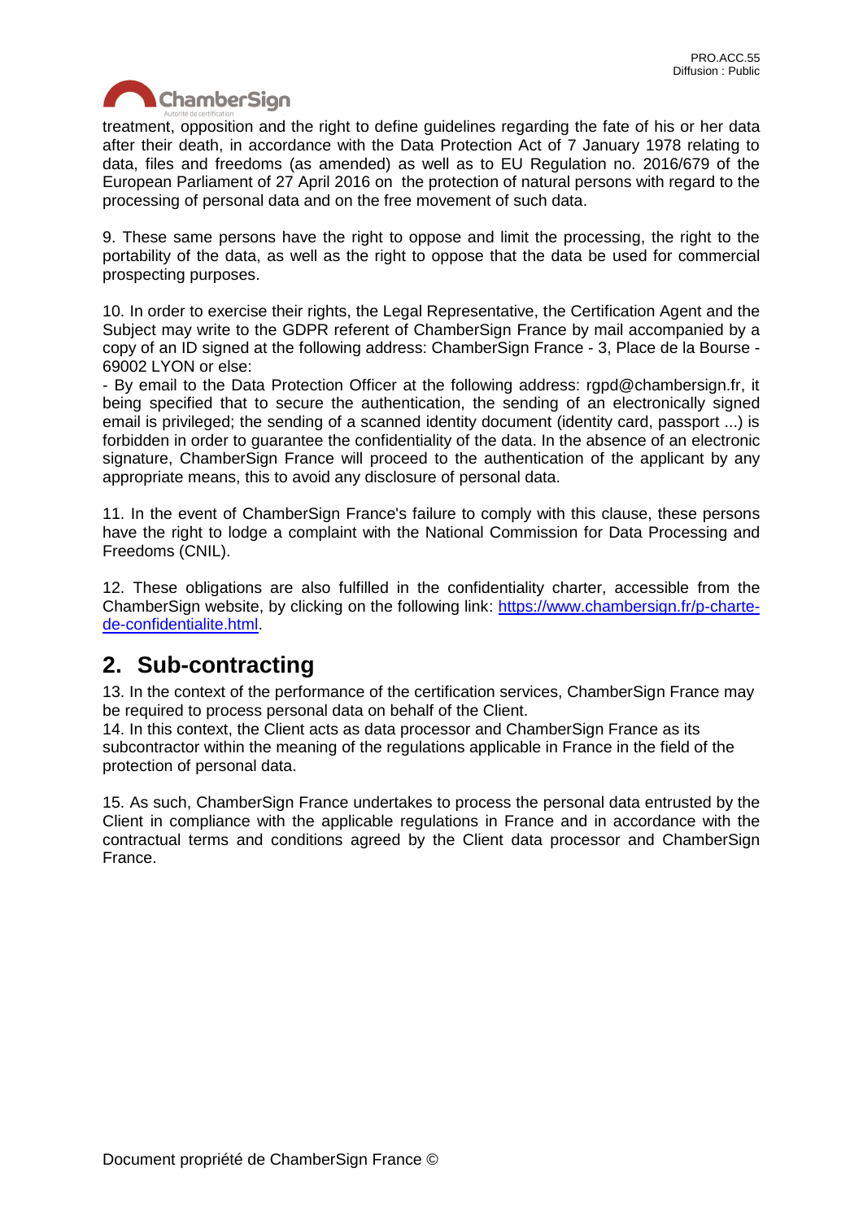treatment, opposition and the right to define guidelines regarding the fate of his or her data after their death, in accordance with the Data Protection Act of 7 January 1978 relating to data, files and freedoms (as amended) as well as to EU Regulation no. 2016/679 of the European Parliament of 27 April 2016 on the protection of natural persons with regard to the processing of personal data and on the free movement of such data.

9. These same persons have the right to oppose and limit the processing, the right to the portability of the data, as well as the right to oppose that the data be used for commercial prospecting purposes.

10. In order to exercise their rights, the Legal Representative, the Certification Agent and the Subject may write to the GDPR referent of ChamberSign France by mail accompanied by a copy of an ID signed at the following address: ChamberSign France - 3, Place de la Bourse - 69002 LYON or else:

- By email to the Data Protection Officer at the following address: rgpd@chambersign.fr, it being specified that to secure the authentication, the sending of an electronically signed email is privileged; the sending of a scanned identity document (identity card, passport ...) is forbidden in order to guarantee the confidentiality of the data. In the absence of an electronic signature, ChamberSign France will proceed to the authentication of the applicant by any appropriate means, this to avoid any disclosure of personal data.

11. In the event of ChamberSign France's failure to comply with this clause, these persons have the right to lodge a complaint with the National Commission for Data Processing and Freedoms (CNIL).

12. These obligations are also fulfilled in the confidentiality charter, accessible from the ChamberSign website, by clicking on the following link: [https://www.chambersign.fr/p-charte-de-confidentialite.html](https://www.chambersign.fr/p-charte-de-confidentialite.html).

## 2. Sub-contracting

13. In the context of the performance of the certification services, ChamberSign France may be required to process personal data on behalf of the Client.

14. In this context, the Client acts as data processor and ChamberSign France as its subcontractor within the meaning of the regulations applicable in France in the field of the protection of personal data.

15. As such, ChamberSign France undertakes to process the personal data entrusted by the Client in compliance with the applicable regulations in France and in accordance with the contractual terms and conditions agreed by the Client data processor and ChamberSign France.